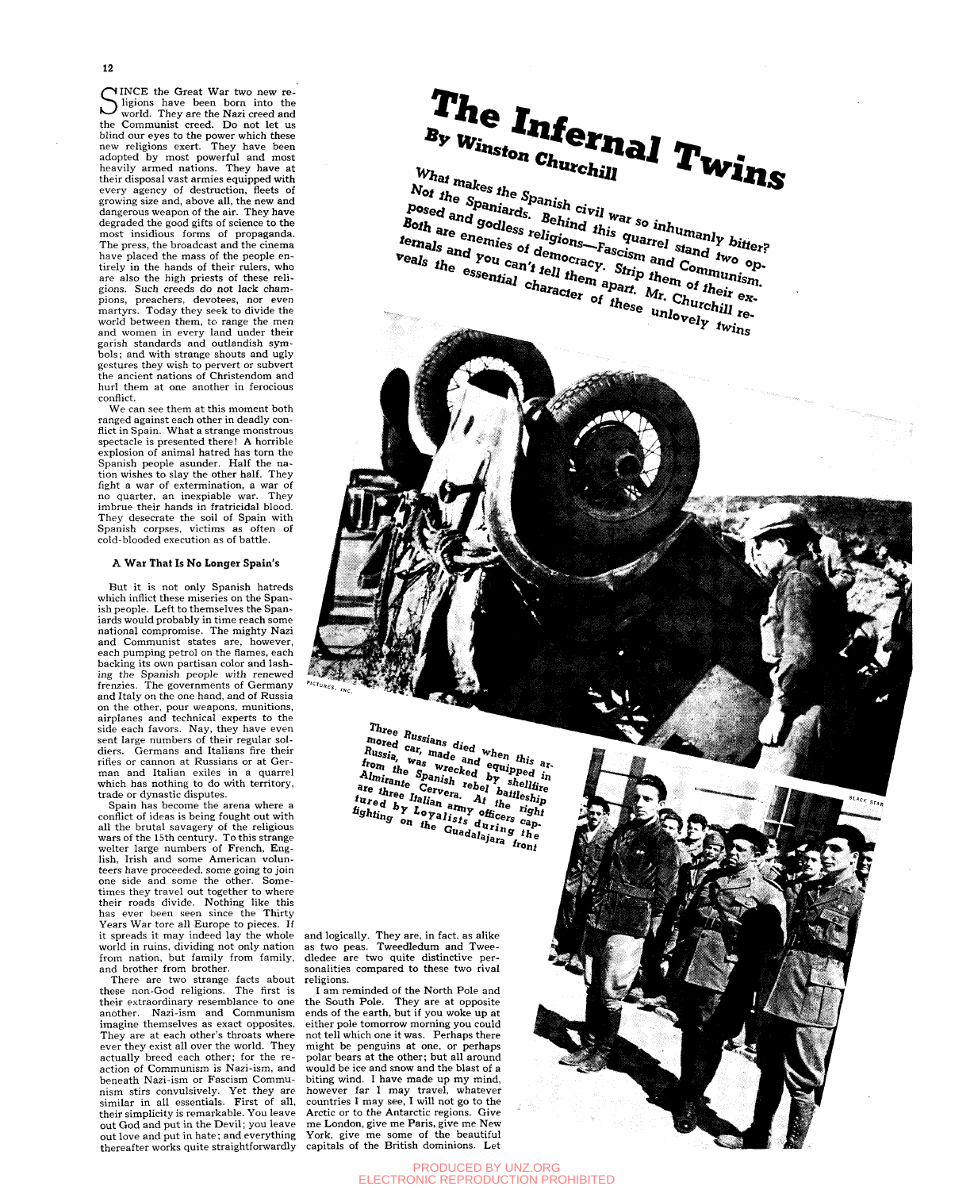# The Infernal Twins

## By Winston Churchill

*What makes the Spanish civil war so inhumanly bitter? Not the Spaniards. Behind this quarrel stand two opposed and godless religions—Fascism and Communism. Both are enemies of democracy. Strip them of their externals and you can't tell them apart. Mr. Churchill reveals the essential character of these unlovely twins*

SINCE the Great War two new religions have been born into the world. They are the Nazi creed and the Communist creed. Do not let us blind our eyes to the power which these new religions exert. They have been adopted by most powerful and most heavily armed nations. They have at their disposal vast armies equipped with every agency of destruction, fleets of growing size and, above all, the new and dangerous weapon of the air. They have degraded the good gifts of science to the most insidious forms of propaganda. The press, the broadcast and the cinema have placed the mass of the people entirely in the hands of their rulers, who are also the high priests of these religions. Such creeds do not lack champions, preachers, devotees, nor even martyrs. Today they seek to divide the world between them, to range the men and women in every land under their garish standards and outlandish symbols; and with strange shouts and ugly gestures they wish to pervert or subvert the ancient nations of Christendom and hurl them at one another in ferocious conflict.

We can see them at this moment both ranged against each other in deadly conflict in Spain. What a strange monstrous spectacle is presented there! A horrible explosion of animal hatred has torn the Spanish people asunder. Half the nation wishes to slay the other half. They fight a war of extermination, a war of no quarter, an inexpiable war. They imbrue their hands in fratricidal blood. They desecrate the soil of Spain with Spanish corpses, victims as often of cold-blooded execution as of battle.

### A War That Is No Longer Spain's

But it is not only Spanish hatreds which inflict these miseries on the Spanish people. Left to themselves the Spaniards would probably in time reach some national compromise. The mighty Nazi and Communist states are, however, each pumping petrol on the flames, each backing its own partisan color and lashing the Spanish people with renewed frenzies. The governments of Germany and Italy on the one hand, and of Russia on the other, pour weapons, munitions, airplanes and technical experts to the side each favors. Nay, they have even sent large numbers of their regular soldiers. Germans and Italians fire their rifles or cannon at Russians or at German and Italian exiles in a quarrel which has nothing to do with territory, trade or dynastic disputes.

Spain has become the arena where a conflict of ideas is being fought out with all the brutal savagery of the religious wars of the 15th century. To this strange welter large numbers of French, English, Irish and some American volunteers have proceeded, some going to join one side and some the other. Sometimes they travel out together to where their roads divide. Nothing like this has ever been seen since the Thirty Years War tore all Europe to pieces. If it spreads it may indeed lay the whole world in ruins, dividing not only nation from nation, but family from family, and brother from brother.

There are two strange facts about these non-God religions. The first is their extraordinary resemblance to one another. Nazi-ism and Communism imagine themselves as exact opposites. They are at each other's throats wherever they exist all over the world. They actually breed each other; for the reaction of Communism is Nazi-ism, and beneath Nazi-ism or Fascism Communism stirs convulsively. Yet they are similar in all essentials. First of all, their simplicity is remarkable. You leave out God and put in the Devil; you leave out love and put in hate; and everything thereafter works quite straightforwardly and logically. They are, in fact, as alike as two peas. Tweedledum and Tweedledee are two quite distinctive personalities compared to these two rival religions.

I am reminded of the North Pole and the South Pole. They are at opposite ends of the earth, but if you woke up at either pole tomorrow morning you could not tell which one it was. Perhaps there might be penguins at one, or perhaps polar bears at the other; but all around would be ice and snow and the blast of a biting wind. I have made up my mind, however far I may travel, whatever countries I may see, I will not go to the Arctic or to the Antarctic regions. Give me London, give me Paris, give me New York, give me some of the beautiful capitals of the British dominions. Let

Three Russians died when this armored car, made and equipped in Russia, was wrecked by shellfire from the Spanish rebel battleship Almirante Cervera. At the right are three Italian army officers captured by Loyalists during the fighting on the Guadalajara front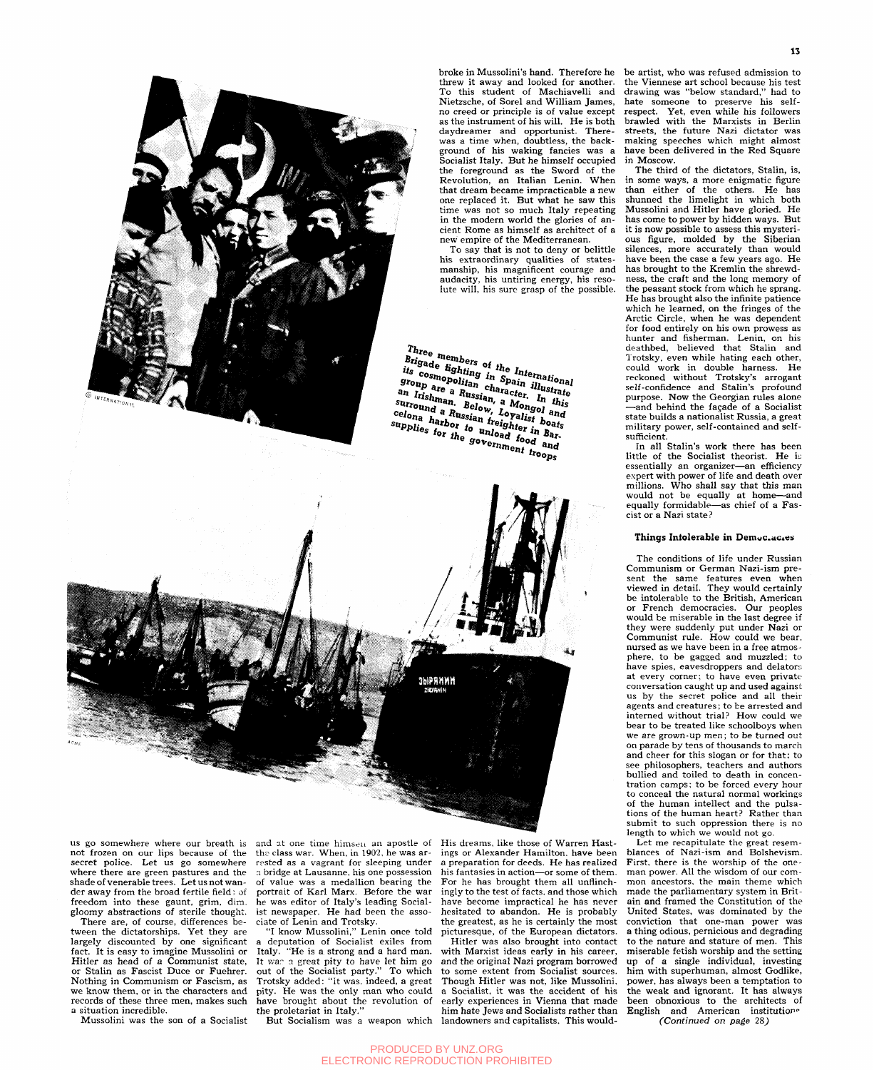broke in Mussolini's hand. Therefore he threw it away and looked for another. To this student of Machiavelli and Nietzsche, of Sorel and William James, no creed or principle is of value except as the instrument of his will. He is both daydreamer and opportunist. There was a time when, doubtless, the background of his waking fancies was a Socialist Italy. But he himself occupied the foreground as the Sword of the Revolution, an Italian Lenin. When that dream became impracticable a new one replaced it. But what he saw this time was not so much Italy repeating in the modern world the glories of ancient Rome as himself as architect of a new empire of the Mediterranean.

To say that is not to deny or belittle his extraordinary qualities of statesmanship, his magnificent courage and audacity, his untiring energy, his resolute will, his sure grasp of the possible.

Three members of the International Brigade fighting in Spain illustrate its cosmopolitan character. In this group are a Russian, a Mongol and an Irishman. Below, Loyalist boats surround a Russian freighter in Barcelona harbor to unload food and supplies for the government troops

us go somewhere where our breath is not frozen on our lips because of the secret police. Let us go somewhere where there are green pastures and the shade of venerable trees. Let us not wander away from the broad fertile fields of freedom into these gaunt, grim, dim, gloomy abstractions of sterile thought.

There are, of course, differences between the dictatorships. Yet they are largely discounted by one significant fact. It is easy to imagine Mussolini or Hitler as head of a Communist state, or Stalin as Fascist Duce or Fuehrer. Nothing in Communism or Fascism, as we know them, or in the characters and records of these three men, makes such a situation incredible.

Mussolini was the son of a Socialist and at one time himself an apostle of the class war. When, in 1902, he was arrested as a vagrant for sleeping under a bridge at Lausanne, his one possession of value was a medallion bearing the portrait of Karl Marx. Before the war he was editor of Italy's leading Socialist newspaper. He had been the associate of Lenin and Trotsky.

"I know Mussolini," Lenin once told a deputation of Socialist exiles from Italy. "He is a strong and a hard man. It was a great pity to have let him go out of the Socialist party." To which Trotsky added: "It was, indeed, a great pity. He was the only man who could have brought about the revolution of the proletariat in Italy."

But Socialism was a weapon which

His dreams, like those of Warren Hastings or Alexander Hamilton, have been a preparation for deeds. He has realized his fantasies in action—or some of them. For he has brought them all unflinchingly to the test of facts, and those which have become impractical he has never hesitated to abandon. He is probably the greatest, as he is certainly the most picturesque, of the European dictators.

Hitler was also brought into contact with Marxist ideas early in his career, and the original Nazi program borrowed to some extent from Socialist sources. Though Hitler was not, like Mussolini, a Socialist, it was the accident of his early experiences in Vienna that made him hate Jews and Socialists rather than landowners and capitalists. This would-be artist, who was refused admission to the Viennese art school because his test drawing was "below standard," had to hate someone to preserve his self-respect. Yet, even while his followers brawled with the Marxists in Berlin streets, the future Nazi dictator was making speeches which might almost have been delivered in the Red Square in Moscow.

The third of the dictators, Stalin, is, in some ways, a more enigmatic figure than either of the others. He has shunned the limelight in which both Mussolini and Hitler have gloried. He has come to power by hidden ways. But it is now possible to assess this mysterious figure, molded by the Siberian silences, more accurately than would have been the case a few years ago. He has brought to the Kremlin the shrewdness, the craft and the long memory of the peasant stock from which he sprang. He has brought also the infinite patience which he learned, on the fringes of the Arctic Circle, when he was dependent for food entirely on his own prowess as hunter and fisherman. Lenin, on his deathbed, believed that Stalin and Trotsky, even while hating each other, could work in double harness. He reckoned without Trotsky's arrogant self-confidence and Stalin's profound purpose. Now the Georgian rules alone —and behind the façade of a Socialist state builds a nationalist Russia, a great military power, self-contained and self-sufficient.

In all Stalin's work there has been little of the Socialist theorist. He is essentially an organizer—an efficiency expert with power of life and death over millions. Who shall say that this man would not be equally at home—and equally formidable—as chief of a Fascist or a Nazi state?

### Things Intolerable in Democracies

The conditions of life under Russian Communism or German Nazi-ism present the same features even when viewed in detail. They would certainly be intolerable to the British, American or French democracies. Our peoples would be miserable in the last degree if they were suddenly put under Nazi or Communist rule. How could we bear, nursed as we have been in a free atmosphere, to be gagged and muzzled; to have spies, eavesdroppers and delators at every corner; to have even private conversation caught up and used against us by the secret police and all their agents and creatures; to be arrested and interned without trial? How could we bear to be treated like schoolboys when we are grown-up men; to be turned out on parade by tens of thousands to march and cheer for this slogan or for that; to see philosophers, teachers and authors bullied and toiled to death in concentration camps; to be forced every hour to conceal the natural normal workings of the human intellect and the pulsations of the human heart? Rather than submit to such oppression there is no length to which we would not go.

Let me recapitulate the great resemblances of Nazi-ism and Bolshevism. First, there is the worship of the one-man power. All the wisdom of our common ancestors, the main theme which made the parliamentary system in Britain and framed the Constitution of the United States, was dominated by the conviction that one-man power was a thing odious, pernicious and degrading to the nature and stature of men. This miserable fetish worship and the setting up of a single individual, investing him with superhuman, almost Godlike, power, has always been a temptation to the weak and ignorant. It has always been obnoxious to the architects of English and American institutions

*(Continued on page 28)*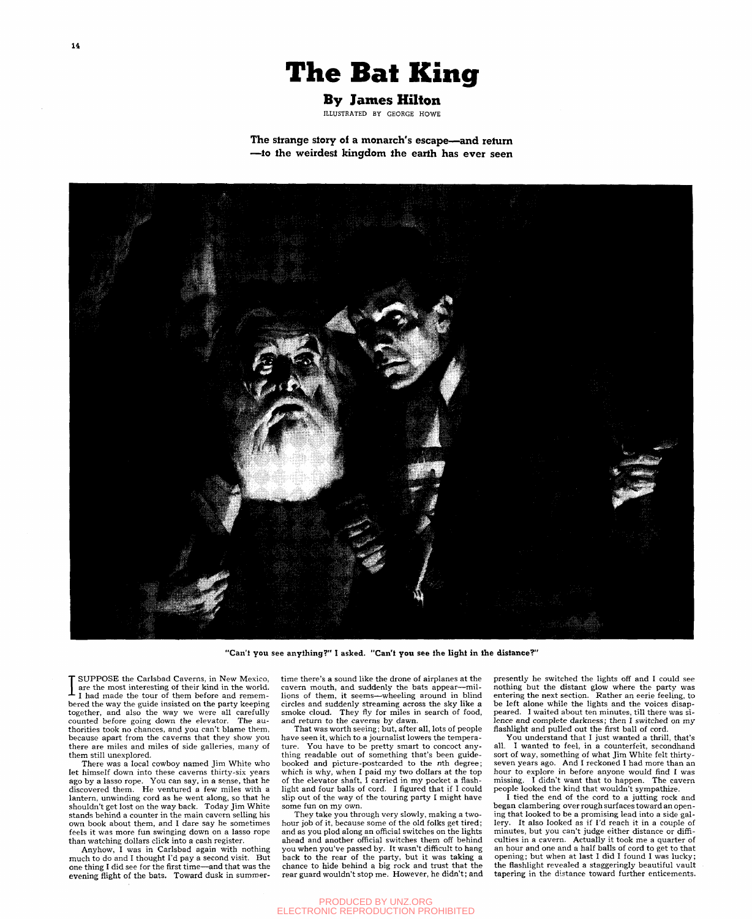# The Bat King

## By James Hilton

ILLUSTRATED BY GEORGE HOWE

**The strange story of a monarch's escape—and return —to the weirdest kingdom the earth has ever seen**

**"Can't you see anything?" I asked. "Can't you see the light in the distance?"**

I SUPPOSE the Carlsbad Caverns, in New Mexico, are the most interesting of their kind in the world. I had made the tour of them before and remembered the way the guide insisted on the party keeping together, and also the way we were all carefully counted before going down the elevator. The authorities took no chances, and you can't blame them, because apart from the caverns that they show you there are miles and miles of side galleries, many of them still unexplored.

There was a local cowboy named Jim White who let himself down into these caverns thirty-six years ago by a lasso rope. You can say, in a sense, that he discovered them. He ventured a few miles with a lantern, unwinding cord as he went along, so that he shouldn't get lost on the way back. Today Jim White stands behind a counter in the main cavern selling his own book about them, and I dare say he sometimes feels it was more fun swinging down on a lasso rope than watching dollars click into a cash register.

Anyhow, I was in Carlsbad again with nothing much to do and I thought I'd pay a second visit. But one thing I did see for the first time—and that was the evening flight of the bats. Toward dusk in summertime there's a sound like the drone of airplanes at the cavern mouth, and suddenly the bats appear—millions of them, it seems—wheeling around in blind circles and suddenly streaming across the sky like a smoke cloud. They fly for miles in search of food, and return to the caverns by dawn.

That was worth seeing; but, after all, lots of people have seen it, which to a journalist lowers the temperature. You have to be pretty smart to concoct anything readable out of something that's been guidebooked and picture-postcarded to the *n*th degree; which is why, when I paid my two dollars at the top of the elevator shaft, I carried in my pocket a flashlight and four balls of cord. I figured that if I could slip out of the way of the touring party I might have some fun on my own.

They take you through very slowly, making a two-hour job of it, because some of the old folks get tired; and as you plod along an official switches on the lights ahead and another official switches them off behind you when you've passed by. It wasn't difficult to hang back to the rear of the party, but it was taking a chance to hide behind a big rock and trust that the rear guard wouldn't stop me. However, he didn't; and presently he switched the lights off and I could see nothing but the distant glow where the party was entering the next section. Rather an eerie feeling, to be left alone while the lights and the voices disappeared. I waited about ten minutes, till there was silence and complete darkness; then I switched on my flashlight and pulled out the first ball of cord.

You understand that I just wanted a thrill, that's all. I wanted to feel, in a counterfeit, secondhand sort of way, something of what Jim White felt thirty-seven years ago. And I reckoned I had more than an hour to explore in before anyone would find I was missing. I didn't want that to happen. The cavern people looked the kind that wouldn't sympathize.

I tied the end of the cord to a jutting rock and began clambering over rough surfaces toward an opening that looked to be a promising lead into a side gallery. It also looked as if I'd reach it in a couple of minutes, but you can't judge either distance or difficulties in a cavern. Actually it took me a quarter of an hour and one and a half balls of cord to get to that opening; but when at last I did I found I was lucky; the flashlight revealed a staggeringly beautiful vault tapering in the distance toward further enticements.